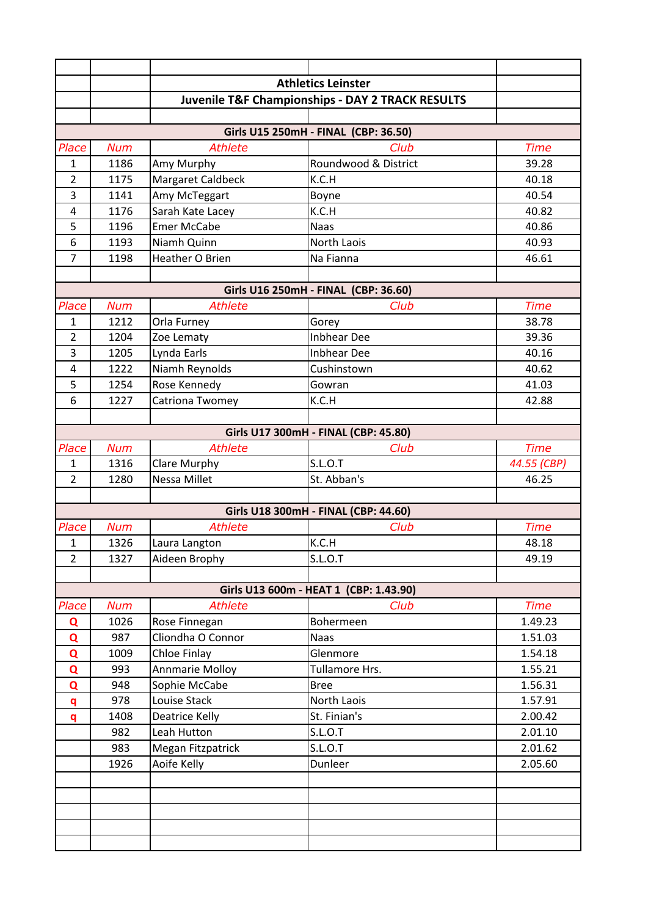# Athletics Leinster

## Juvenile T&F Championships - DAY 2 TRACK RESULTS

### Girls U15 250mH - FINAL (CBP: 36.50)

| Place | Num | Athlete | Club | Time |
|---|---|---|---|---|
| 1 | 1186 | Amy Murphy | Roundwood & District | 39.28 |
| 2 | 1175 | Margaret Caldbeck | K.C.H | 40.18 |
| 3 | 1141 | Amy McTeggart | Boyne | 40.54 |
| 4 | 1176 | Sarah Kate Lacey | K.C.H | 40.82 |
| 5 | 1196 | Emer McCabe | Naas | 40.86 |
| 6 | 1193 | Niamh Quinn | North Laois | 40.93 |
| 7 | 1198 | Heather O Brien | Na Fianna | 46.61 |

### Girls U16 250mH - FINAL (CBP: 36.60)

| Place | Num | Athlete | Club | Time |
|---|---|---|---|---|
| 1 | 1212 | Orla Furney | Gorey | 38.78 |
| 2 | 1204 | Zoe Lematy | Inbhear Dee | 39.36 |
| 3 | 1205 | Lynda Earls | Inbhear Dee | 40.16 |
| 4 | 1222 | Niamh Reynolds | Cushinstown | 40.62 |
| 5 | 1254 | Rose Kennedy | Gowran | 41.03 |
| 6 | 1227 | Catriona Twomey | K.C.H | 42.88 |

### Girls U17 300mH - FINAL (CBP: 45.80)

| Place | Num | Athlete | Club | Time |
|---|---|---|---|---|
| 1 | 1316 | Clare Murphy | S.L.O.T | *44.55 (CBP)* |
| 2 | 1280 | Nessa Millet | St. Abban's | 46.25 |

### Girls U18 300mH - FINAL (CBP: 44.60)

| Place | Num | Athlete | Club | Time |
|---|---|---|---|---|
| 1 | 1326 | Laura Langton | K.C.H | 48.18 |
| 2 | 1327 | Aideen Brophy | S.L.O.T | 49.19 |

### Girls U13 600m - HEAT 1 (CBP: 1.43.90)

| Place | Num | Athlete | Club | Time |
|---|---|---|---|---|
| **Q** | 1026 | Rose Finnegan | Bohermeen | 1.49.23 |
| **Q** | 987 | Cliondha O Connor | Naas | 1.51.03 |
| **Q** | 1009 | Chloe Finlay | Glenmore | 1.54.18 |
| **Q** | 993 | Annmarie Molloy | Tullamore Hrs. | 1.55.21 |
| **Q** | 948 | Sophie McCabe | Bree | 1.56.31 |
| **q** | 978 | Louise Stack | North Laois | 1.57.91 |
| **q** | 1408 | Deatrice Kelly | St. Finian's | 2.00.42 |
| | 982 | Leah Hutton | S.L.O.T | 2.01.10 |
| | 983 | Megan Fitzpatrick | S.L.O.T | 2.01.62 |
| | 1926 | Aoife Kelly | Dunleer | 2.05.60 |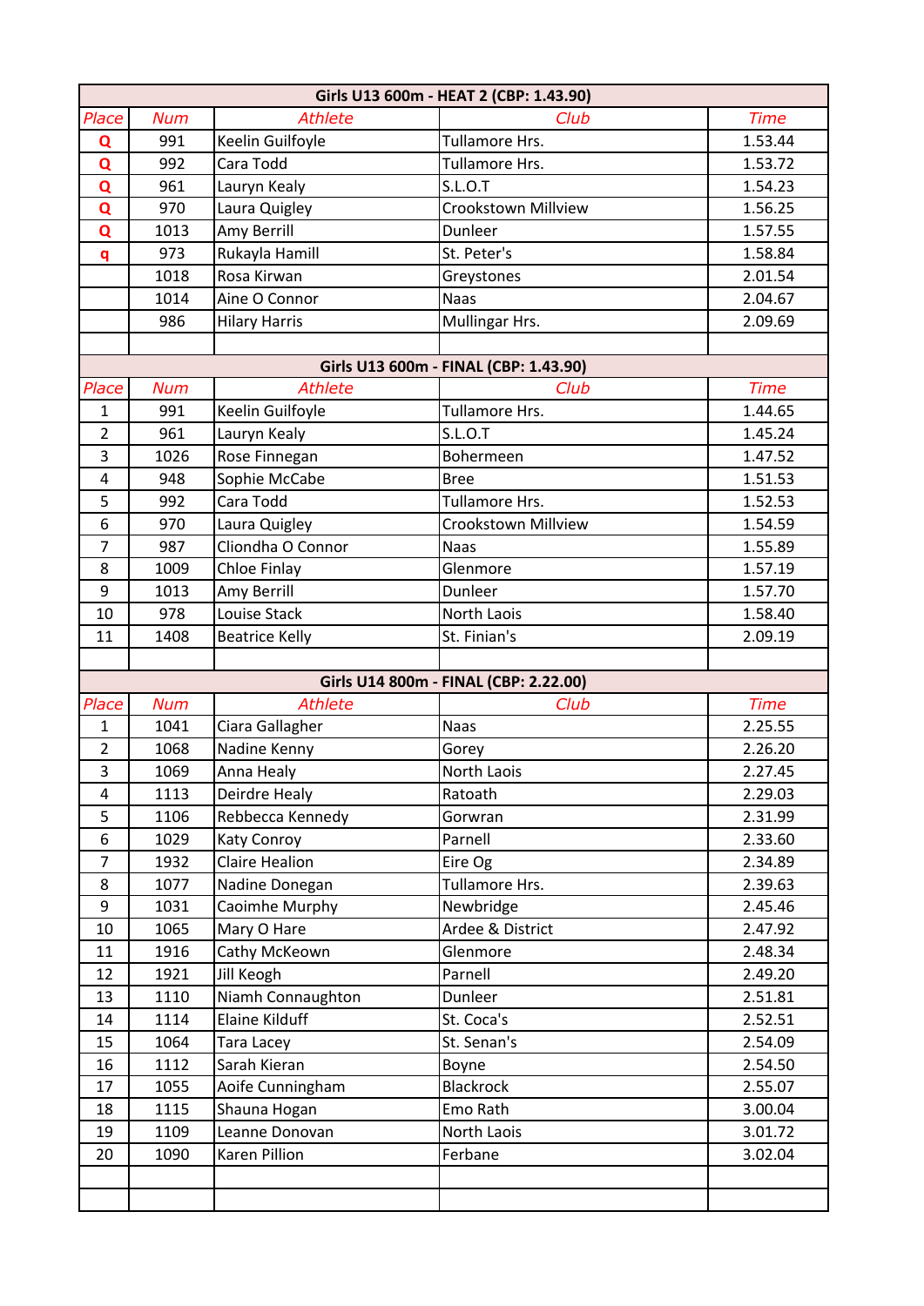| Girls U13 600m - HEAT 2 (CBP: 1.43.90) | | | | |
|---|---|---|---|---|
| Place | Num | Athlete | Club | Time |
| Q | 991 | Keelin Guilfoyle | Tullamore Hrs. | 1.53.44 |
| Q | 992 | Cara Todd | Tullamore Hrs. | 1.53.72 |
| Q | 961 | Lauryn Kealy | S.L.O.T | 1.54.23 |
| Q | 970 | Laura Quigley | Crookstown Millview | 1.56.25 |
| Q | 1013 | Amy Berrill | Dunleer | 1.57.55 |
| q | 973 | Rukayla Hamill | St. Peter's | 1.58.84 |
| | 1018 | Rosa Kirwan | Greystones | 2.01.54 |
| | 1014 | Aine O Connor | Naas | 2.04.67 |
| | 986 | Hilary Harris | Mullingar Hrs. | 2.09.69 |

| Girls U13 600m - FINAL (CBP: 1.43.90) | | | | |
|---|---|---|---|---|
| Place | Num | Athlete | Club | Time |
| 1 | 991 | Keelin Guilfoyle | Tullamore Hrs. | 1.44.65 |
| 2 | 961 | Lauryn Kealy | S.L.O.T | 1.45.24 |
| 3 | 1026 | Rose Finnegan | Bohermeen | 1.47.52 |
| 4 | 948 | Sophie McCabe | Bree | 1.51.53 |
| 5 | 992 | Cara Todd | Tullamore Hrs. | 1.52.53 |
| 6 | 970 | Laura Quigley | Crookstown Millview | 1.54.59 |
| 7 | 987 | Cliondha O Connor | Naas | 1.55.89 |
| 8 | 1009 | Chloe Finlay | Glenmore | 1.57.19 |
| 9 | 1013 | Amy Berrill | Dunleer | 1.57.70 |
| 10 | 978 | Louise Stack | North Laois | 1.58.40 |
| 11 | 1408 | Beatrice Kelly | St. Finian's | 2.09.19 |

| Girls U14 800m - FINAL (CBP: 2.22.00) | | | | |
|---|---|---|---|---|
| Place | Num | Athlete | Club | Time |
| 1 | 1041 | Ciara Gallagher | Naas | 2.25.55 |
| 2 | 1068 | Nadine Kenny | Gorey | 2.26.20 |
| 3 | 1069 | Anna Healy | North Laois | 2.27.45 |
| 4 | 1113 | Deirdre Healy | Ratoath | 2.29.03 |
| 5 | 1106 | Rebbecca Kennedy | Gorwran | 2.31.99 |
| 6 | 1029 | Katy Conroy | Parnell | 2.33.60 |
| 7 | 1932 | Claire Healion | Eire Og | 2.34.89 |
| 8 | 1077 | Nadine Donegan | Tullamore Hrs. | 2.39.63 |
| 9 | 1031 | Caoimhe Murphy | Newbridge | 2.45.46 |
| 10 | 1065 | Mary O Hare | Ardee & District | 2.47.92 |
| 11 | 1916 | Cathy McKeown | Glenmore | 2.48.34 |
| 12 | 1921 | Jill Keogh | Parnell | 2.49.20 |
| 13 | 1110 | Niamh Connaughton | Dunleer | 2.51.81 |
| 14 | 1114 | Elaine Kilduff | St. Coca's | 2.52.51 |
| 15 | 1064 | Tara Lacey | St. Senan's | 2.54.09 |
| 16 | 1112 | Sarah Kieran | Boyne | 2.54.50 |
| 17 | 1055 | Aoife Cunningham | Blackrock | 2.55.07 |
| 18 | 1115 | Shauna Hogan | Emo Rath | 3.00.04 |
| 19 | 1109 | Leanne Donovan | North Laois | 3.01.72 |
| 20 | 1090 | Karen Pillion | Ferbane | 3.02.04 |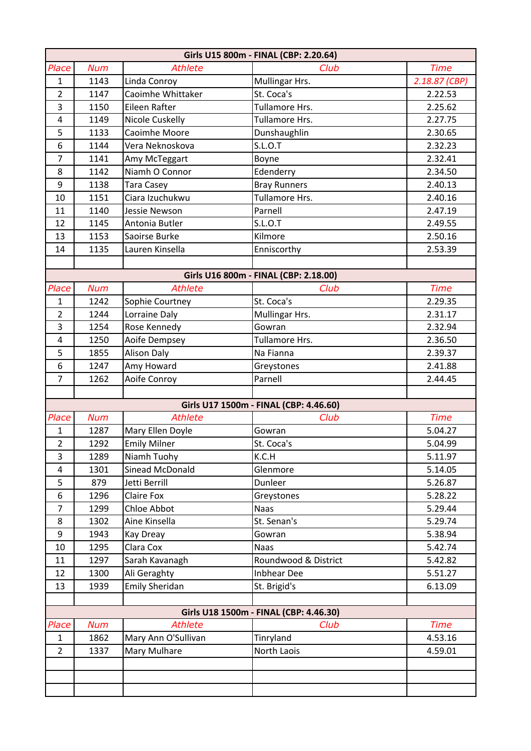**Girls U15 800m - FINAL (CBP: 2.20.64)**

| Place | Num | Athlete | Club | Time |
|---|---|---|---|---|
| 1 | 1143 | Linda Conroy | Mullingar Hrs. | 2.18.87 (CBP) |
| 2 | 1147 | Caoimhe Whittaker | St. Coca's | 2.22.53 |
| 3 | 1150 | Eileen Rafter | Tullamore Hrs. | 2.25.62 |
| 4 | 1149 | Nicole Cuskelly | Tullamore Hrs. | 2.27.75 |
| 5 | 1133 | Caoimhe Moore | Dunshaughlin | 2.30.65 |
| 6 | 1144 | Vera Neknoskova | S.L.O.T | 2.32.23 |
| 7 | 1141 | Amy McTeggart | Boyne | 2.32.41 |
| 8 | 1142 | Niamh O Connor | Edenderry | 2.34.50 |
| 9 | 1138 | Tara Casey | Bray Runners | 2.40.13 |
| 10 | 1151 | Ciara Izuchukwu | Tullamore Hrs. | 2.40.16 |
| 11 | 1140 | Jessie Newson | Parnell | 2.47.19 |
| 12 | 1145 | Antonia Butler | S.L.O.T | 2.49.55 |
| 13 | 1153 | Saoirse Burke | Kilmore | 2.50.16 |
| 14 | 1135 | Lauren Kinsella | Enniscorthy | 2.53.39 |

**Girls U16 800m - FINAL (CBP: 2.18.00)**

| Place | Num | Athlete | Club | Time |
|---|---|---|---|---|
| 1 | 1242 | Sophie Courtney | St. Coca's | 2.29.35 |
| 2 | 1244 | Lorraine Daly | Mullingar Hrs. | 2.31.17 |
| 3 | 1254 | Rose Kennedy | Gowran | 2.32.94 |
| 4 | 1250 | Aoife Dempsey | Tullamore Hrs. | 2.36.50 |
| 5 | 1855 | Alison Daly | Na Fianna | 2.39.37 |
| 6 | 1247 | Amy Howard | Greystones | 2.41.88 |
| 7 | 1262 | Aoife Conroy | Parnell | 2.44.45 |

**Girls U17 1500m - FINAL (CBP: 4.46.60)**

| Place | Num | Athlete | Club | Time |
|---|---|---|---|---|
| 1 | 1287 | Mary Ellen Doyle | Gowran | 5.04.27 |
| 2 | 1292 | Emily Milner | St. Coca's | 5.04.99 |
| 3 | 1289 | Niamh Tuohy | K.C.H | 5.11.97 |
| 4 | 1301 | Sinead McDonald | Glenmore | 5.14.05 |
| 5 | 879 | Jetti Berrill | Dunleer | 5.26.87 |
| 6 | 1296 | Claire Fox | Greystones | 5.28.22 |
| 7 | 1299 | Chloe Abbot | Naas | 5.29.44 |
| 8 | 1302 | Aine Kinsella | St. Senan's | 5.29.74 |
| 9 | 1943 | Kay Dreay | Gowran | 5.38.94 |
| 10 | 1295 | Clara Cox | Naas | 5.42.74 |
| 11 | 1297 | Sarah Kavanagh | Roundwood & District | 5.42.82 |
| 12 | 1300 | Ali Geraghty | Inbhear Dee | 5.51.27 |
| 13 | 1939 | Emily Sheridan | St. Brigid's | 6.13.09 |

**Girls U18 1500m - FINAL (CBP: 4.46.30)**

| Place | Num | Athlete | Club | Time |
|---|---|---|---|---|
| 1 | 1862 | Mary Ann O'Sullivan | Tinryland | 4.53.16 |
| 2 | 1337 | Mary Mulhare | North Laois | 4.59.01 |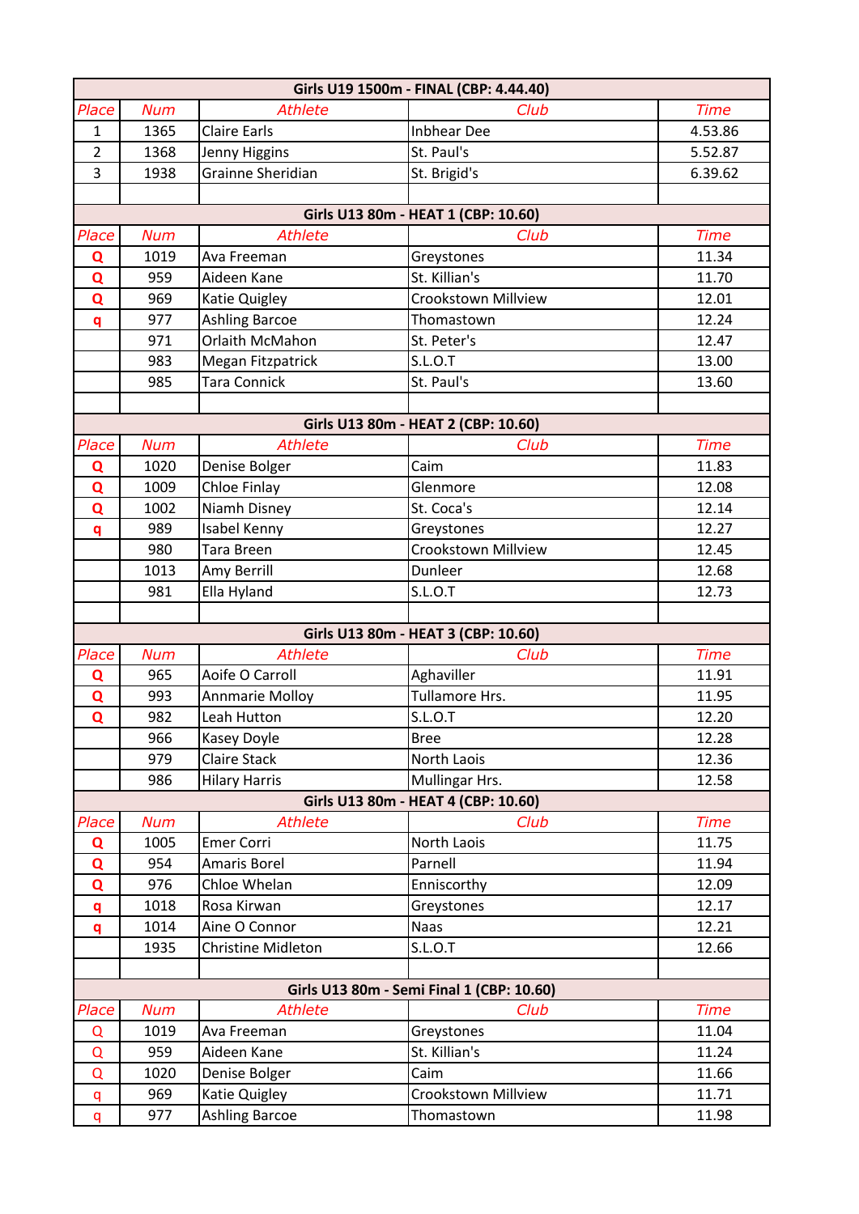| Girls U19 1500m - FINAL (CBP: 4.44.40) | | | | |
|---|---|---|---|---|
| *Place* | *Num* | *Athlete* | *Club* | *Time* |
| 1 | 1365 | Claire Earls | Inbhear Dee | 4.53.86 |
| 2 | 1368 | Jenny Higgins | St. Paul's | 5.52.87 |
| 3 | 1938 | Grainne Sheridian | St. Brigid's | 6.39.62 |

| Girls U13 80m - HEAT 1 (CBP: 10.60) | | | | |
|---|---|---|---|---|
| *Place* | *Num* | *Athlete* | *Club* | *Time* |
| **Q** | 1019 | Ava Freeman | Greystones | 11.34 |
| **Q** | 959 | Aideen Kane | St. Killian's | 11.70 |
| **Q** | 969 | Katie Quigley | Crookstown Millview | 12.01 |
| **q** | 977 | Ashling Barcoe | Thomastown | 12.24 |
| | 971 | Orlaith McMahon | St. Peter's | 12.47 |
| | 983 | Megan Fitzpatrick | S.L.O.T | 13.00 |
| | 985 | Tara Connick | St. Paul's | 13.60 |

| Girls U13 80m - HEAT 2 (CBP: 10.60) | | | | |
|---|---|---|---|---|
| *Place* | *Num* | *Athlete* | *Club* | *Time* |
| **Q** | 1020 | Denise Bolger | Caim | 11.83 |
| **Q** | 1009 | Chloe Finlay | Glenmore | 12.08 |
| **Q** | 1002 | Niamh Disney | St. Coca's | 12.14 |
| **q** | 989 | Isabel Kenny | Greystones | 12.27 |
| | 980 | Tara Breen | Crookstown Millview | 12.45 |
| | 1013 | Amy Berrill | Dunleer | 12.68 |
| | 981 | Ella Hyland | S.L.O.T | 12.73 |

| Girls U13 80m - HEAT 3 (CBP: 10.60) | | | | |
|---|---|---|---|---|
| *Place* | *Num* | *Athlete* | *Club* | *Time* |
| **Q** | 965 | Aoife O Carroll | Aghaviller | 11.91 |
| **Q** | 993 | Annmarie Molloy | Tullamore Hrs. | 11.95 |
| **Q** | 982 | Leah Hutton | S.L.O.T | 12.20 |
| | 966 | Kasey Doyle | Bree | 12.28 |
| | 979 | Claire Stack | North Laois | 12.36 |
| | 986 | Hilary Harris | Mullingar Hrs. | 12.58 |

| Girls U13 80m - HEAT 4 (CBP: 10.60) | | | | |
|---|---|---|---|---|
| *Place* | *Num* | *Athlete* | *Club* | *Time* |
| **Q** | 1005 | Emer Corri | North Laois | 11.75 |
| **Q** | 954 | Amaris Borel | Parnell | 11.94 |
| **Q** | 976 | Chloe Whelan | Enniscorthy | 12.09 |
| **q** | 1018 | Rosa Kirwan | Greystones | 12.17 |
| **q** | 1014 | Aine O Connor | Naas | 12.21 |
| | 1935 | Christine Midleton | S.L.O.T | 12.66 |

| Girls U13 80m - Semi Final 1 (CBP: 10.60) | | | | |
|---|---|---|---|---|
| *Place* | *Num* | *Athlete* | *Club* | *Time* |
| Q | 1019 | Ava Freeman | Greystones | 11.04 |
| Q | 959 | Aideen Kane | St. Killian's | 11.24 |
| Q | 1020 | Denise Bolger | Caim | 11.66 |
| q | 969 | Katie Quigley | Crookstown Millview | 11.71 |
| q | 977 | Ashling Barcoe | Thomastown | 11.98 |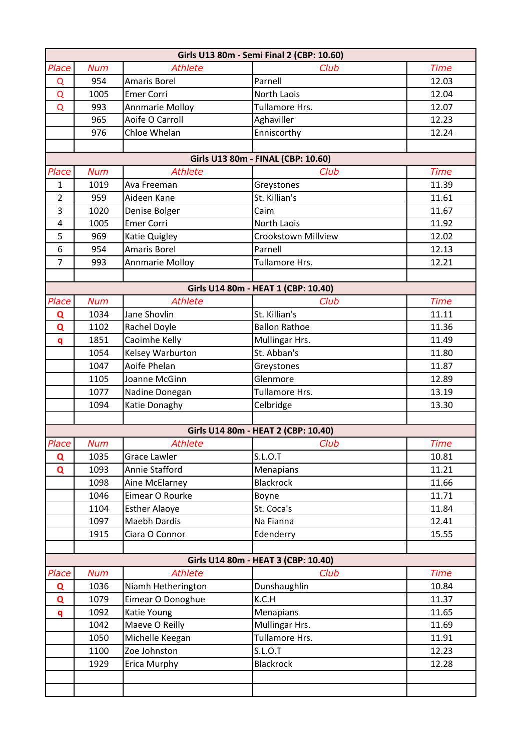| Girls U13 80m - Semi Final 2 (CBP: 10.60) | | | | |
|---|---|---|---|---|
| Place | Num | Athlete | Club | Time |
| Q | 954 | Amaris Borel | Parnell | 12.03 |
| Q | 1005 | Emer Corri | North Laois | 12.04 |
| Q | 993 | Annmarie Molloy | Tullamore Hrs. | 12.07 |
| | 965 | Aoife O Carroll | Aghaviller | 12.23 |
| | 976 | Chloe Whelan | Enniscorthy | 12.24 |

| Girls U13 80m - FINAL (CBP: 10.60) | | | | |
|---|---|---|---|---|
| Place | Num | Athlete | Club | Time |
| 1 | 1019 | Ava Freeman | Greystones | 11.39 |
| 2 | 959 | Aideen Kane | St. Killian's | 11.61 |
| 3 | 1020 | Denise Bolger | Caim | 11.67 |
| 4 | 1005 | Emer Corri | North Laois | 11.92 |
| 5 | 969 | Katie Quigley | Crookstown Millview | 12.02 |
| 6 | 954 | Amaris Borel | Parnell | 12.13 |
| 7 | 993 | Annmarie Molloy | Tullamore Hrs. | 12.21 |

| Girls U14 80m - HEAT 1 (CBP: 10.40) | | | | |
|---|---|---|---|---|
| Place | Num | Athlete | Club | Time |
| Q | 1034 | Jane Shovlin | St. Killian's | 11.11 |
| Q | 1102 | Rachel Doyle | Ballon Rathoe | 11.36 |
| q | 1851 | Caoimhe Kelly | Mullingar Hrs. | 11.49 |
| | 1054 | Kelsey Warburton | St. Abban's | 11.80 |
| | 1047 | Aoife Phelan | Greystones | 11.87 |
| | 1105 | Joanne McGinn | Glenmore | 12.89 |
| | 1077 | Nadine Donegan | Tullamore Hrs. | 13.19 |
| | 1094 | Katie Donaghy | Celbridge | 13.30 |

| Girls U14 80m - HEAT 2 (CBP: 10.40) | | | | |
|---|---|---|---|---|
| Place | Num | Athlete | Club | Time |
| Q | 1035 | Grace Lawler | S.L.O.T | 10.81 |
| Q | 1093 | Annie Stafford | Menapians | 11.21 |
| | 1098 | Aine McElarney | Blackrock | 11.66 |
| | 1046 | Eimear O Rourke | Boyne | 11.71 |
| | 1104 | Esther Alaoye | St. Coca's | 11.84 |
| | 1097 | Maebh Dardis | Na Fianna | 12.41 |
| | 1915 | Ciara O Connor | Edenderry | 15.55 |

| Girls U14 80m - HEAT 3 (CBP: 10.40) | | | | |
|---|---|---|---|---|
| Place | Num | Athlete | Club | Time |
| Q | 1036 | Niamh Hetherington | Dunshaughlin | 10.84 |
| Q | 1079 | Eimear O Donoghue | K.C.H | 11.37 |
| q | 1092 | Katie Young | Menapians | 11.65 |
| | 1042 | Maeve O Reilly | Mullingar Hrs. | 11.69 |
| | 1050 | Michelle Keegan | Tullamore Hrs. | 11.91 |
| | 1100 | Zoe Johnston | S.L.O.T | 12.23 |
| | 1929 | Erica Murphy | Blackrock | 12.28 |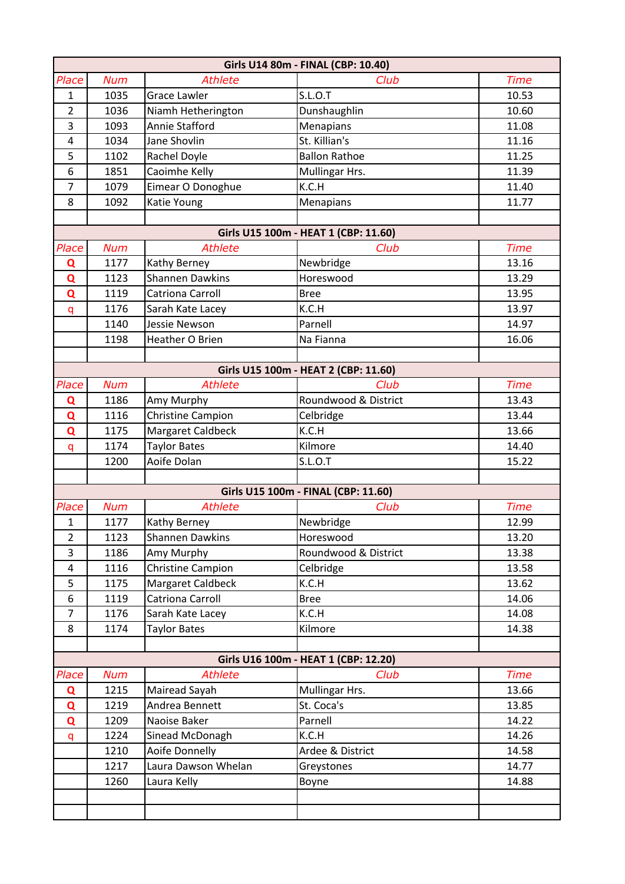| Girls U14 80m - FINAL (CBP: 10.40) | | | | |
|---|---|---|---|---|
| Place | Num | Athlete | Club | Time |
| 1 | 1035 | Grace Lawler | S.L.O.T | 10.53 |
| 2 | 1036 | Niamh Hetherington | Dunshaughlin | 10.60 |
| 3 | 1093 | Annie Stafford | Menapians | 11.08 |
| 4 | 1034 | Jane Shovlin | St. Killian's | 11.16 |
| 5 | 1102 | Rachel Doyle | Ballon Rathoe | 11.25 |
| 6 | 1851 | Caoimhe Kelly | Mullingar Hrs. | 11.39 |
| 7 | 1079 | Eimear O Donoghue | K.C.H | 11.40 |
| 8 | 1092 | Katie Young | Menapians | 11.77 |

| Girls U15 100m - HEAT 1 (CBP: 11.60) | | | | |
|---|---|---|---|---|
| Place | Num | Athlete | Club | Time |
| Q | 1177 | Kathy Berney | Newbridge | 13.16 |
| Q | 1123 | Shannen Dawkins | Horeswood | 13.29 |
| Q | 1119 | Catriona Carroll | Bree | 13.95 |
| q | 1176 | Sarah Kate Lacey | K.C.H | 13.97 |
| | 1140 | Jessie Newson | Parnell | 14.97 |
| | 1198 | Heather O Brien | Na Fianna | 16.06 |

| Girls U15 100m - HEAT 2 (CBP: 11.60) | | | | |
|---|---|---|---|---|
| Place | Num | Athlete | Club | Time |
| Q | 1186 | Amy Murphy | Roundwood & District | 13.43 |
| Q | 1116 | Christine Campion | Celbridge | 13.44 |
| Q | 1175 | Margaret Caldbeck | K.C.H | 13.66 |
| q | 1174 | Taylor Bates | Kilmore | 14.40 |
| | 1200 | Aoife Dolan | S.L.O.T | 15.22 |

| Girls U15 100m - FINAL (CBP: 11.60) | | | | |
|---|---|---|---|---|
| Place | Num | Athlete | Club | Time |
| 1 | 1177 | Kathy Berney | Newbridge | 12.99 |
| 2 | 1123 | Shannen Dawkins | Horeswood | 13.20 |
| 3 | 1186 | Amy Murphy | Roundwood & District | 13.38 |
| 4 | 1116 | Christine Campion | Celbridge | 13.58 |
| 5 | 1175 | Margaret Caldbeck | K.C.H | 13.62 |
| 6 | 1119 | Catriona Carroll | Bree | 14.06 |
| 7 | 1176 | Sarah Kate Lacey | K.C.H | 14.08 |
| 8 | 1174 | Taylor Bates | Kilmore | 14.38 |

| Girls U16 100m - HEAT 1 (CBP: 12.20) | | | | |
|---|---|---|---|---|
| Place | Num | Athlete | Club | Time |
| Q | 1215 | Mairead Sayah | Mullingar Hrs. | 13.66 |
| Q | 1219 | Andrea Bennett | St. Coca's | 13.85 |
| Q | 1209 | Naoise Baker | Parnell | 14.22 |
| q | 1224 | Sinead McDonagh | K.C.H | 14.26 |
| | 1210 | Aoife Donnelly | Ardee & District | 14.58 |
| | 1217 | Laura Dawson Whelan | Greystones | 14.77 |
| | 1260 | Laura Kelly | Boyne | 14.88 |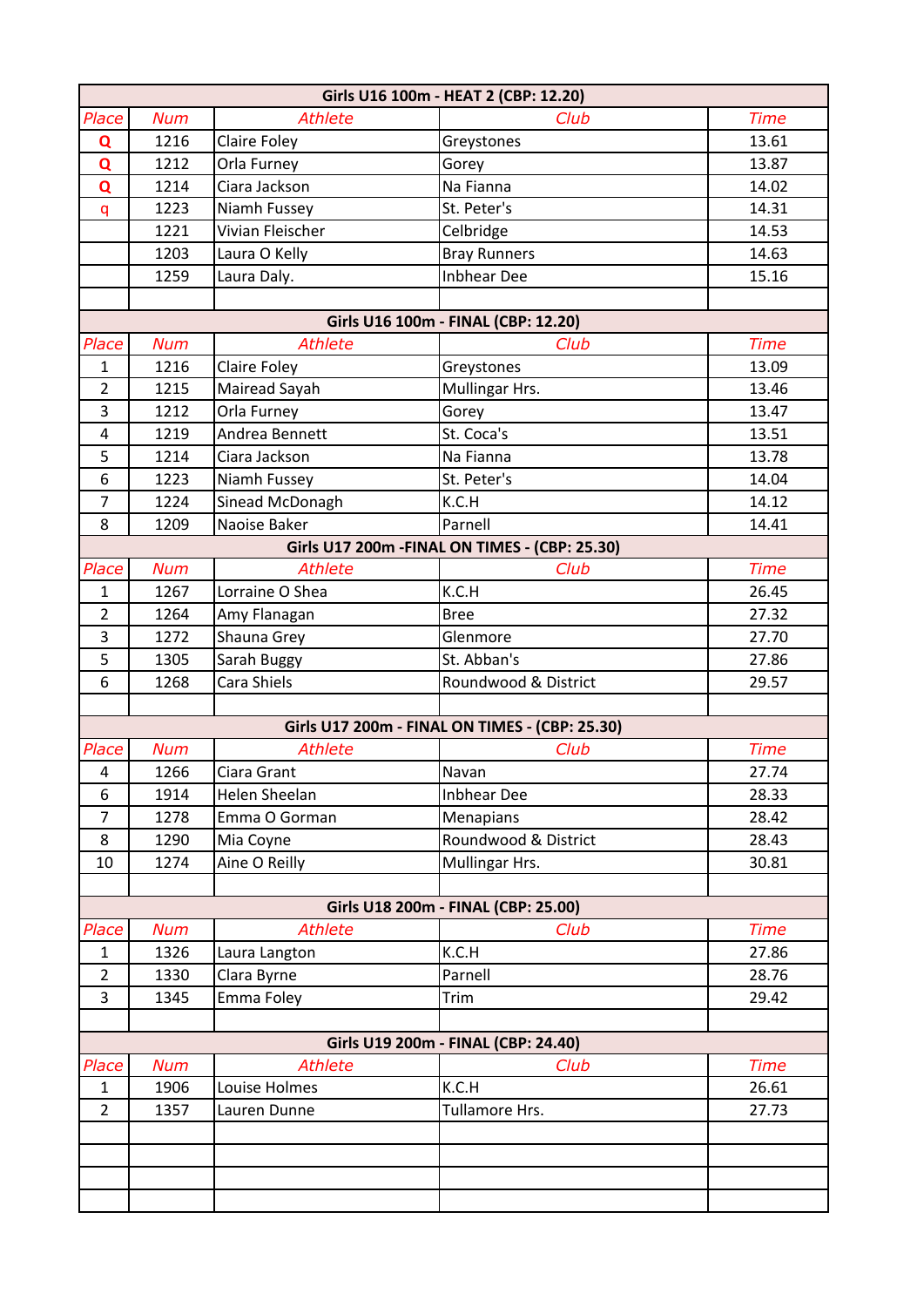| Girls U16 100m - HEAT 2 (CBP: 12.20) | | | | |
|---|---|---|---|---|
| Place | Num | Athlete | Club | Time |
| Q | 1216 | Claire Foley | Greystones | 13.61 |
| Q | 1212 | Orla Furney | Gorey | 13.87 |
| Q | 1214 | Ciara Jackson | Na Fianna | 14.02 |
| q | 1223 | Niamh Fussey | St. Peter's | 14.31 |
| | 1221 | Vivian Fleischer | Celbridge | 14.53 |
| | 1203 | Laura O Kelly | Bray Runners | 14.63 |
| | 1259 | Laura Daly. | Inbhear Dee | 15.16 |

| Girls U16 100m - FINAL (CBP: 12.20) | | | | |
|---|---|---|---|---|
| Place | Num | Athlete | Club | Time |
| 1 | 1216 | Claire Foley | Greystones | 13.09 |
| 2 | 1215 | Mairead Sayah | Mullingar Hrs. | 13.46 |
| 3 | 1212 | Orla Furney | Gorey | 13.47 |
| 4 | 1219 | Andrea Bennett | St. Coca's | 13.51 |
| 5 | 1214 | Ciara Jackson | Na Fianna | 13.78 |
| 6 | 1223 | Niamh Fussey | St. Peter's | 14.04 |
| 7 | 1224 | Sinead McDonagh | K.C.H | 14.12 |
| 8 | 1209 | Naoise Baker | Parnell | 14.41 |

| Girls U17 200m -FINAL ON TIMES - (CBP: 25.30) | | | | |
|---|---|---|---|---|
| Place | Num | Athlete | Club | Time |
| 1 | 1267 | Lorraine O Shea | K.C.H | 26.45 |
| 2 | 1264 | Amy Flanagan | Bree | 27.32 |
| 3 | 1272 | Shauna Grey | Glenmore | 27.70 |
| 5 | 1305 | Sarah Buggy | St. Abban's | 27.86 |
| 6 | 1268 | Cara Shiels | Roundwood & District | 29.57 |

| Girls U17 200m - FINAL ON TIMES - (CBP: 25.30) | | | | |
|---|---|---|---|---|
| Place | Num | Athlete | Club | Time |
| 4 | 1266 | Ciara Grant | Navan | 27.74 |
| 6 | 1914 | Helen Sheelan | Inbhear Dee | 28.33 |
| 7 | 1278 | Emma O Gorman | Menapians | 28.42 |
| 8 | 1290 | Mia Coyne | Roundwood & District | 28.43 |
| 10 | 1274 | Aine O Reilly | Mullingar Hrs. | 30.81 |

| Girls U18 200m - FINAL (CBP: 25.00) | | | | |
|---|---|---|---|---|
| Place | Num | Athlete | Club | Time |
| 1 | 1326 | Laura Langton | K.C.H | 27.86 |
| 2 | 1330 | Clara Byrne | Parnell | 28.76 |
| 3 | 1345 | Emma Foley | Trim | 29.42 |

| Girls U19 200m - FINAL (CBP: 24.40) | | | | |
|---|---|---|---|---|
| Place | Num | Athlete | Club | Time |
| 1 | 1906 | Louise Holmes | K.C.H | 26.61 |
| 2 | 1357 | Lauren Dunne | Tullamore Hrs. | 27.73 |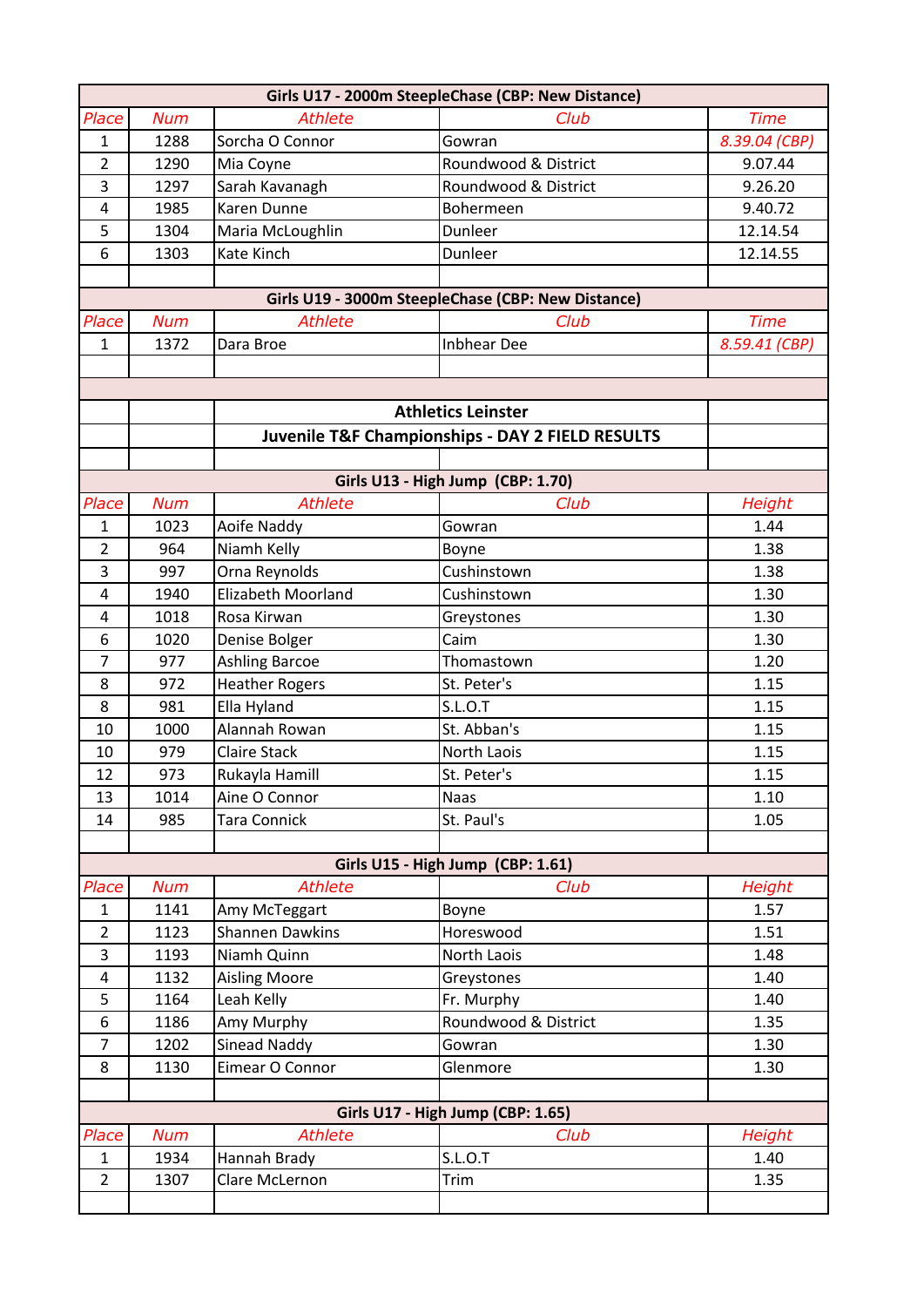| Girls U17 - 2000m SteepleChase (CBP: New Distance) | | | | |
|---|---|---|---|---|
| *Place* | *Num* | *Athlete* | *Club* | *Time* |
| 1 | 1288 | Sorcha O Connor | Gowran | *8.39.04 (CBP)* |
| 2 | 1290 | Mia Coyne | Roundwood & District | 9.07.44 |
| 3 | 1297 | Sarah Kavanagh | Roundwood & District | 9.26.20 |
| 4 | 1985 | Karen Dunne | Bohermeen | 9.40.72 |
| 5 | 1304 | Maria McLoughlin | Dunleer | 12.14.54 |
| 6 | 1303 | Kate Kinch | Dunleer | 12.14.55 |

| Girls U19 - 3000m SteepleChase (CBP: New Distance) | | | | |
|---|---|---|---|---|
| *Place* | *Num* | *Athlete* | *Club* | *Time* |
| 1 | 1372 | Dara Broe | Inbhear Dee | *8.59.41 (CBP)* |

## Athletics Leinster

## Juvenile T&F Championships - DAY 2 FIELD RESULTS

| Girls U13 - High Jump (CBP: 1.70) | | | | |
|---|---|---|---|---|
| *Place* | *Num* | *Athlete* | *Club* | *Height* |
| 1 | 1023 | Aoife Naddy | Gowran | 1.44 |
| 2 | 964 | Niamh Kelly | Boyne | 1.38 |
| 3 | 997 | Orna Reynolds | Cushinstown | 1.38 |
| 4 | 1940 | Elizabeth Moorland | Cushinstown | 1.30 |
| 4 | 1018 | Rosa Kirwan | Greystones | 1.30 |
| 6 | 1020 | Denise Bolger | Caim | 1.30 |
| 7 | 977 | Ashling Barcoe | Thomastown | 1.20 |
| 8 | 972 | Heather Rogers | St. Peter's | 1.15 |
| 8 | 981 | Ella Hyland | S.L.O.T | 1.15 |
| 10 | 1000 | Alannah Rowan | St. Abban's | 1.15 |
| 10 | 979 | Claire Stack | North Laois | 1.15 |
| 12 | 973 | Rukayla Hamill | St. Peter's | 1.15 |
| 13 | 1014 | Aine O Connor | Naas | 1.10 |
| 14 | 985 | Tara Connick | St. Paul's | 1.05 |

| Girls U15 - High Jump (CBP: 1.61) | | | | |
|---|---|---|---|---|
| *Place* | *Num* | *Athlete* | *Club* | *Height* |
| 1 | 1141 | Amy McTeggart | Boyne | 1.57 |
| 2 | 1123 | Shannen Dawkins | Horeswood | 1.51 |
| 3 | 1193 | Niamh Quinn | North Laois | 1.48 |
| 4 | 1132 | Aisling Moore | Greystones | 1.40 |
| 5 | 1164 | Leah Kelly | Fr. Murphy | 1.40 |
| 6 | 1186 | Amy Murphy | Roundwood & District | 1.35 |
| 7 | 1202 | Sinead Naddy | Gowran | 1.30 |
| 8 | 1130 | Eimear O Connor | Glenmore | 1.30 |

| Girls U17 - High Jump (CBP: 1.65) | | | | |
|---|---|---|---|---|
| *Place* | *Num* | *Athlete* | *Club* | *Height* |
| 1 | 1934 | Hannah Brady | S.L.O.T | 1.40 |
| 2 | 1307 | Clare McLernon | Trim | 1.35 |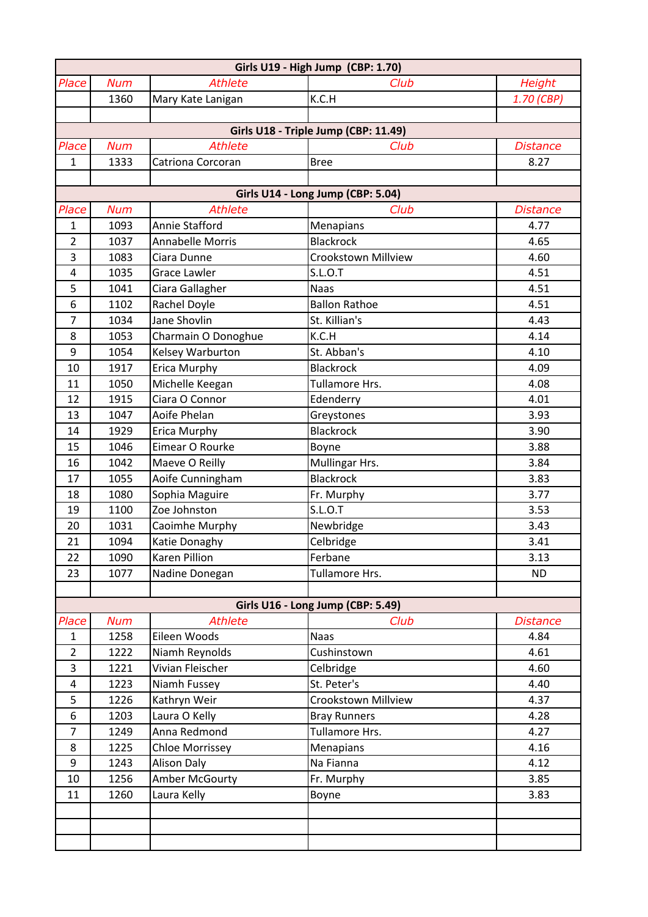| Girls U19 - High Jump (CBP: 1.70) | | | | |
|---|---|---|---|---|
| *Place* | *Num* | *Athlete* | *Club* | *Height* |
| | 1360 | Mary Kate Lanigan | K.C.H | *1.70 (CBP)* |

| Girls U18 - Triple Jump (CBP: 11.49) | | | | |
|---|---|---|---|---|
| *Place* | *Num* | *Athlete* | *Club* | *Distance* |
| 1 | 1333 | Catriona Corcoran | Bree | 8.27 |

| Girls U14 - Long Jump (CBP: 5.04) | | | | |
|---|---|---|---|---|
| *Place* | *Num* | *Athlete* | *Club* | *Distance* |
| 1 | 1093 | Annie Stafford | Menapians | 4.77 |
| 2 | 1037 | Annabelle Morris | Blackrock | 4.65 |
| 3 | 1083 | Ciara Dunne | Crookstown Millview | 4.60 |
| 4 | 1035 | Grace Lawler | S.L.O.T | 4.51 |
| 5 | 1041 | Ciara Gallagher | Naas | 4.51 |
| 6 | 1102 | Rachel Doyle | Ballon Rathoe | 4.51 |
| 7 | 1034 | Jane Shovlin | St. Killian's | 4.43 |
| 8 | 1053 | Charmain O Donoghue | K.C.H | 4.14 |
| 9 | 1054 | Kelsey Warburton | St. Abban's | 4.10 |
| 10 | 1917 | Erica Murphy | Blackrock | 4.09 |
| 11 | 1050 | Michelle Keegan | Tullamore Hrs. | 4.08 |
| 12 | 1915 | Ciara O Connor | Edenderry | 4.01 |
| 13 | 1047 | Aoife Phelan | Greystones | 3.93 |
| 14 | 1929 | Erica Murphy | Blackrock | 3.90 |
| 15 | 1046 | Eimear O Rourke | Boyne | 3.88 |
| 16 | 1042 | Maeve O Reilly | Mullingar Hrs. | 3.84 |
| 17 | 1055 | Aoife Cunningham | Blackrock | 3.83 |
| 18 | 1080 | Sophia Maguire | Fr. Murphy | 3.77 |
| 19 | 1100 | Zoe Johnston | S.L.O.T | 3.53 |
| 20 | 1031 | Caoimhe Murphy | Newbridge | 3.43 |
| 21 | 1094 | Katie Donaghy | Celbridge | 3.41 |
| 22 | 1090 | Karen Pillion | Ferbane | 3.13 |
| 23 | 1077 | Nadine Donegan | Tullamore Hrs. | ND |

| Girls U16 - Long Jump (CBP: 5.49) | | | | |
|---|---|---|---|---|
| *Place* | *Num* | *Athlete* | *Club* | *Distance* |
| 1 | 1258 | Eileen Woods | Naas | 4.84 |
| 2 | 1222 | Niamh Reynolds | Cushinstown | 4.61 |
| 3 | 1221 | Vivian Fleischer | Celbridge | 4.60 |
| 4 | 1223 | Niamh Fussey | St. Peter's | 4.40 |
| 5 | 1226 | Kathryn Weir | Crookstown Millview | 4.37 |
| 6 | 1203 | Laura O Kelly | Bray Runners | 4.28 |
| 7 | 1249 | Anna Redmond | Tullamore Hrs. | 4.27 |
| 8 | 1225 | Chloe Morrissey | Menapians | 4.16 |
| 9 | 1243 | Alison Daly | Na Fianna | 4.12 |
| 10 | 1256 | Amber McGourty | Fr. Murphy | 3.85 |
| 11 | 1260 | Laura Kelly | Boyne | 3.83 |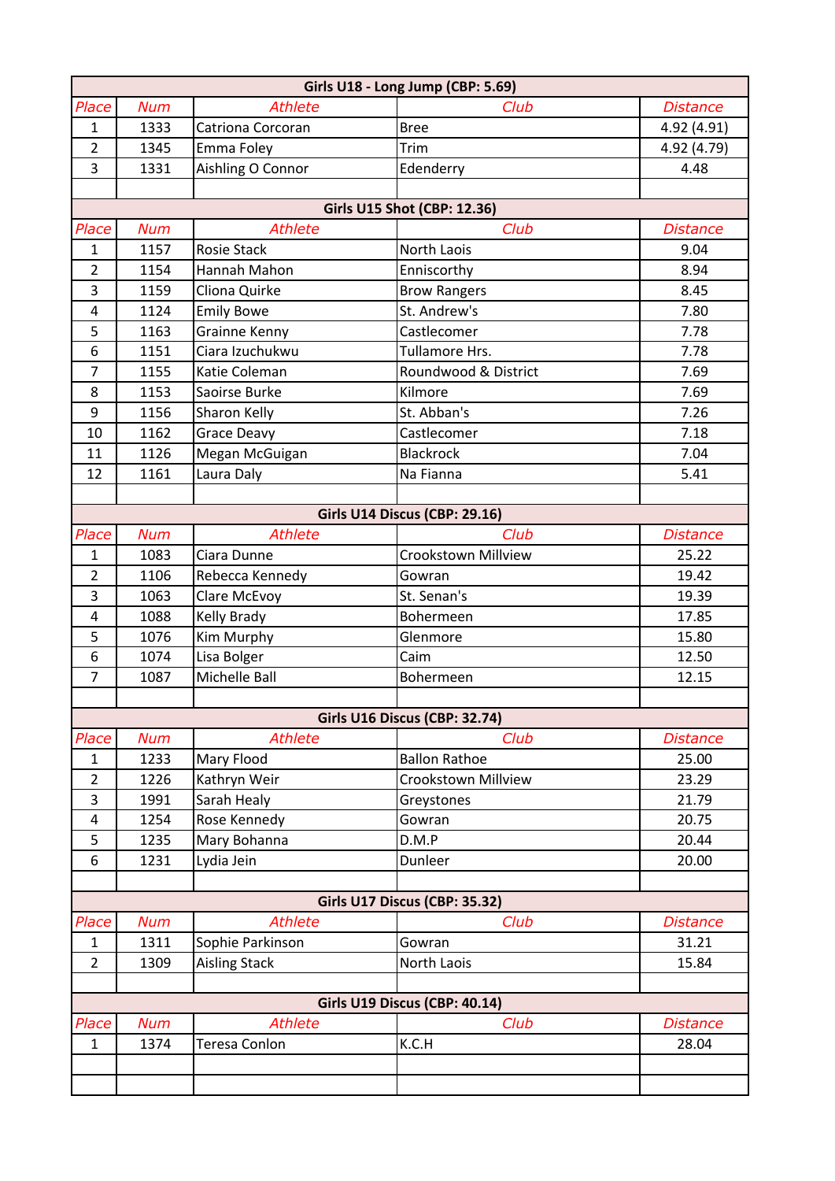## Girls U18 - Long Jump (CBP: 5.69)

| Place | Num | Athlete | Club | Distance |
|---|---|---|---|---|
| 1 | 1333 | Catriona Corcoran | Bree | 4.92 (4.91) |
| 2 | 1345 | Emma Foley | Trim | 4.92 (4.79) |
| 3 | 1331 | Aishling O Connor | Edenderry | 4.48 |

## Girls U15 Shot (CBP: 12.36)

| Place | Num | Athlete | Club | Distance |
|---|---|---|---|---|
| 1 | 1157 | Rosie Stack | North Laois | 9.04 |
| 2 | 1154 | Hannah Mahon | Enniscorthy | 8.94 |
| 3 | 1159 | Cliona Quirke | Brow Rangers | 8.45 |
| 4 | 1124 | Emily Bowe | St. Andrew's | 7.80 |
| 5 | 1163 | Grainne Kenny | Castlecomer | 7.78 |
| 6 | 1151 | Ciara Izuchukwu | Tullamore Hrs. | 7.78 |
| 7 | 1155 | Katie Coleman | Roundwood & District | 7.69 |
| 8 | 1153 | Saoirse Burke | Kilmore | 7.69 |
| 9 | 1156 | Sharon Kelly | St. Abban's | 7.26 |
| 10 | 1162 | Grace Deavy | Castlecomer | 7.18 |
| 11 | 1126 | Megan McGuigan | Blackrock | 7.04 |
| 12 | 1161 | Laura Daly | Na Fianna | 5.41 |

## Girls U14 Discus (CBP: 29.16)

| Place | Num | Athlete | Club | Distance |
|---|---|---|---|---|
| 1 | 1083 | Ciara Dunne | Crookstown Millview | 25.22 |
| 2 | 1106 | Rebecca Kennedy | Gowran | 19.42 |
| 3 | 1063 | Clare McEvoy | St. Senan's | 19.39 |
| 4 | 1088 | Kelly Brady | Bohermeen | 17.85 |
| 5 | 1076 | Kim Murphy | Glenmore | 15.80 |
| 6 | 1074 | Lisa Bolger | Caim | 12.50 |
| 7 | 1087 | Michelle Ball | Bohermeen | 12.15 |

## Girls U16 Discus (CBP: 32.74)

| Place | Num | Athlete | Club | Distance |
|---|---|---|---|---|
| 1 | 1233 | Mary Flood | Ballon Rathoe | 25.00 |
| 2 | 1226 | Kathryn Weir | Crookstown Millview | 23.29 |
| 3 | 1991 | Sarah Healy | Greystones | 21.79 |
| 4 | 1254 | Rose Kennedy | Gowran | 20.75 |
| 5 | 1235 | Mary Bohanna | D.M.P | 20.44 |
| 6 | 1231 | Lydia Jein | Dunleer | 20.00 |

## Girls U17 Discus (CBP: 35.32)

| Place | Num | Athlete | Club | Distance |
|---|---|---|---|---|
| 1 | 1311 | Sophie Parkinson | Gowran | 31.21 |
| 2 | 1309 | Aisling Stack | North Laois | 15.84 |

## Girls U19 Discus (CBP: 40.14)

| Place | Num | Athlete | Club | Distance |
|---|---|---|---|---|
| 1 | 1374 | Teresa Conlon | K.C.H | 28.04 |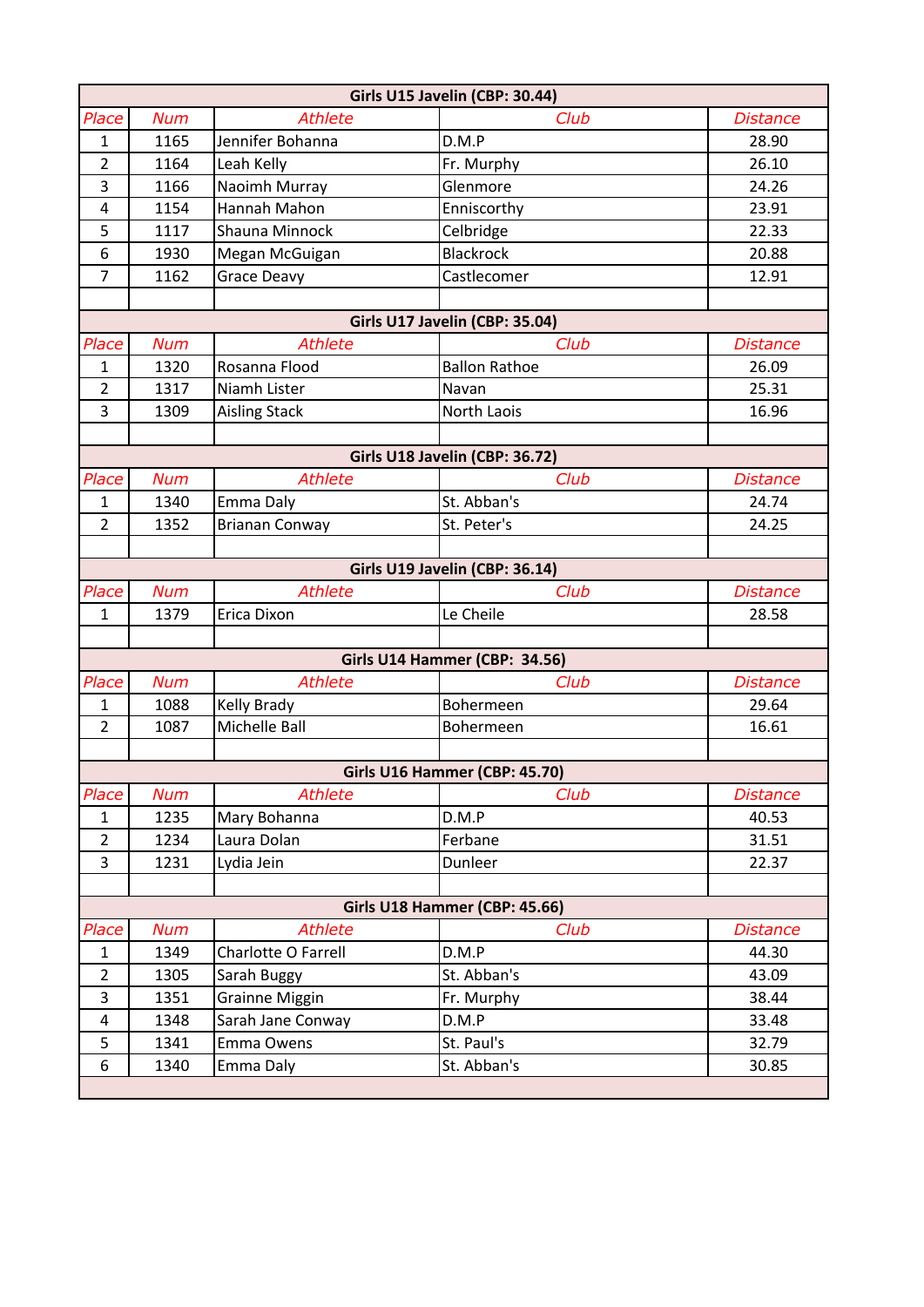| Girls U15 Javelin (CBP: 30.44) | | | | |
|---|---|---|---|---|
| *Place* | *Num* | *Athlete* | *Club* | *Distance* |
| 1 | 1165 | Jennifer Bohanna | D.M.P | 28.90 |
| 2 | 1164 | Leah Kelly | Fr. Murphy | 26.10 |
| 3 | 1166 | Naoimh Murray | Glenmore | 24.26 |
| 4 | 1154 | Hannah Mahon | Enniscorthy | 23.91 |
| 5 | 1117 | Shauna Minnock | Celbridge | 22.33 |
| 6 | 1930 | Megan McGuigan | Blackrock | 20.88 |
| 7 | 1162 | Grace Deavy | Castlecomer | 12.91 |

| Girls U17 Javelin (CBP: 35.04) | | | | |
|---|---|---|---|---|
| *Place* | *Num* | *Athlete* | *Club* | *Distance* |
| 1 | 1320 | Rosanna Flood | Ballon Rathoe | 26.09 |
| 2 | 1317 | Niamh Lister | Navan | 25.31 |
| 3 | 1309 | Aisling Stack | North Laois | 16.96 |

| Girls U18 Javelin (CBP: 36.72) | | | | |
|---|---|---|---|---|
| *Place* | *Num* | *Athlete* | *Club* | *Distance* |
| 1 | 1340 | Emma Daly | St. Abban's | 24.74 |
| 2 | 1352 | Brianan Conway | St. Peter's | 24.25 |

| Girls U19 Javelin (CBP: 36.14) | | | | |
|---|---|---|---|---|
| *Place* | *Num* | *Athlete* | *Club* | *Distance* |
| 1 | 1379 | Erica Dixon | Le Cheile | 28.58 |

| Girls U14 Hammer (CBP: 34.56) | | | | |
|---|---|---|---|---|
| *Place* | *Num* | *Athlete* | *Club* | *Distance* |
| 1 | 1088 | Kelly Brady | Bohermeen | 29.64 |
| 2 | 1087 | Michelle Ball | Bohermeen | 16.61 |

| Girls U16 Hammer (CBP: 45.70) | | | | |
|---|---|---|---|---|
| *Place* | *Num* | *Athlete* | *Club* | *Distance* |
| 1 | 1235 | Mary Bohanna | D.M.P | 40.53 |
| 2 | 1234 | Laura Dolan | Ferbane | 31.51 |
| 3 | 1231 | Lydia Jein | Dunleer | 22.37 |

| Girls U18 Hammer (CBP: 45.66) | | | | |
|---|---|---|---|---|
| *Place* | *Num* | *Athlete* | *Club* | *Distance* |
| 1 | 1349 | Charlotte O Farrell | D.M.P | 44.30 |
| 2 | 1305 | Sarah Buggy | St. Abban's | 43.09 |
| 3 | 1351 | Grainne Miggin | Fr. Murphy | 38.44 |
| 4 | 1348 | Sarah Jane Conway | D.M.P | 33.48 |
| 5 | 1341 | Emma Owens | St. Paul's | 32.79 |
| 6 | 1340 | Emma Daly | St. Abban's | 30.85 |